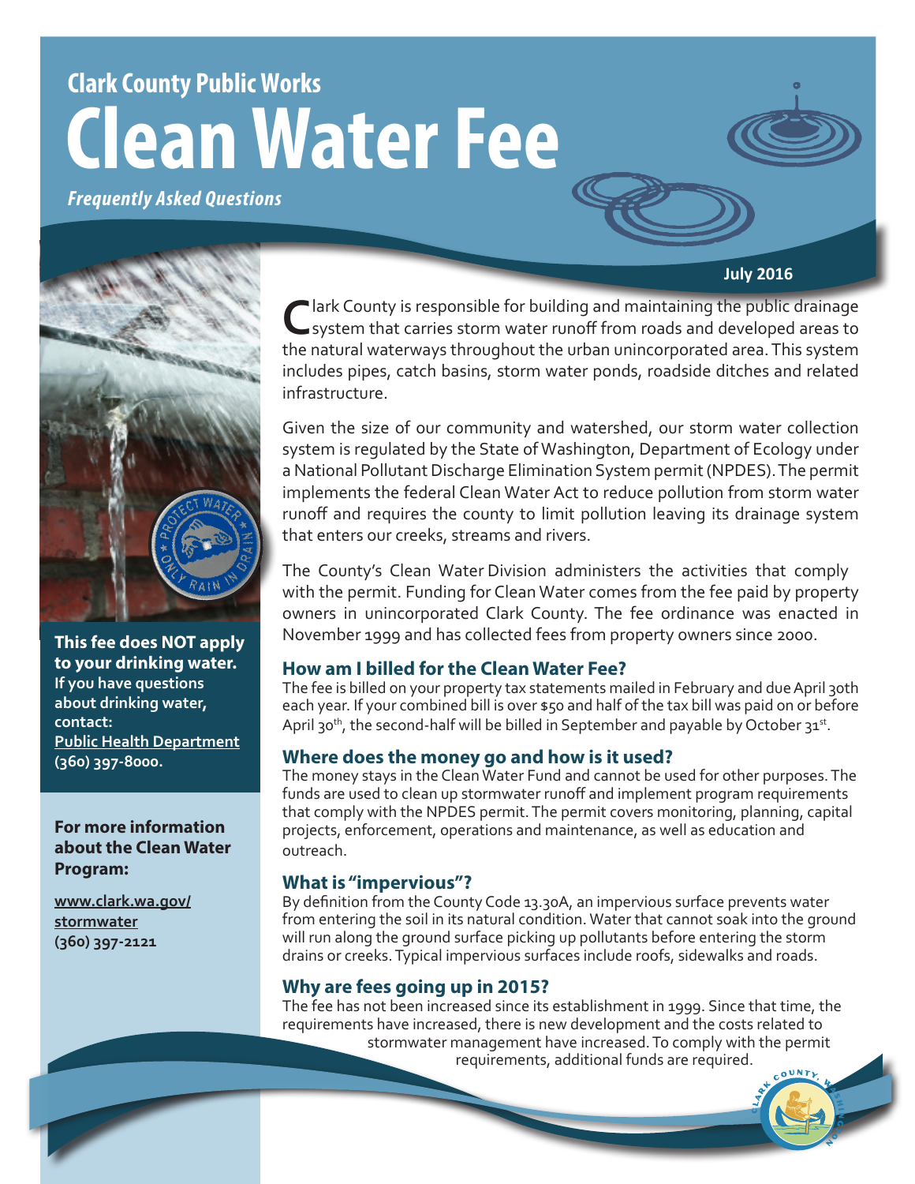Clark County Public Works

# Clean Water Fee

*Frequently Asked Questions*

July 2016

Clark County is responsible for building and maintaining the public drainage system that carries storm water runoff from roads and developed areas to the natural waterways throughout the urban unincorporated area. This system includes pipes, catch basins, storm water ponds, roadside ditches and related infrastructure.

Given the size of our community and watershed, our storm water collection system is regulated by the State of Washington, Department of Ecology under a National Pollutant Discharge Elimination System permit (NPDES). The permit implements the federal Clean Water Act to reduce pollution from storm water runoff and requires the county to limit pollution leaving its drainage system that enters our creeks, streams and rivers.

The County's Clean Water Division administers the activities that comply with the permit. Funding for Clean Water comes from the fee paid by property owners in unincorporated Clark County. The fee ordinance was enacted in November 1999 and has collected fees from property owners since 2000.

**This fee does NOT apply to your drinking water.** If you have questions about drinking water, contact: Public Health Department (360) 397-8000.

**For more information about the Clean Water Program:**

www.clark.wa.gov/stormwater
(360) 397-2121

### How am I billed for the Clean Water Fee?

The fee is billed on your property tax statements mailed in February and due April 30th each year. If your combined bill is over $50 and half of the tax bill was paid on or before April 30th, the second-half will be billed in September and payable by October 31st.

### Where does the money go and how is it used?

The money stays in the Clean Water Fund and cannot be used for other purposes. The funds are used to clean up stormwater runoff and implement program requirements that comply with the NPDES permit. The permit covers monitoring, planning, capital projects, enforcement, operations and maintenance, as well as education and outreach.

### What is "impervious"?

By definition from the County Code 13.30A, an impervious surface prevents water from entering the soil in its natural condition. Water that cannot soak into the ground will run along the ground surface picking up pollutants before entering the storm drains or creeks. Typical impervious surfaces include roofs, sidewalks and roads.

### Why are fees going up in 2015?

The fee has not been increased since its establishment in 1999. Since that time, the requirements have increased, there is new development and the costs related to stormwater management have increased. To comply with the permit requirements, additional funds are required.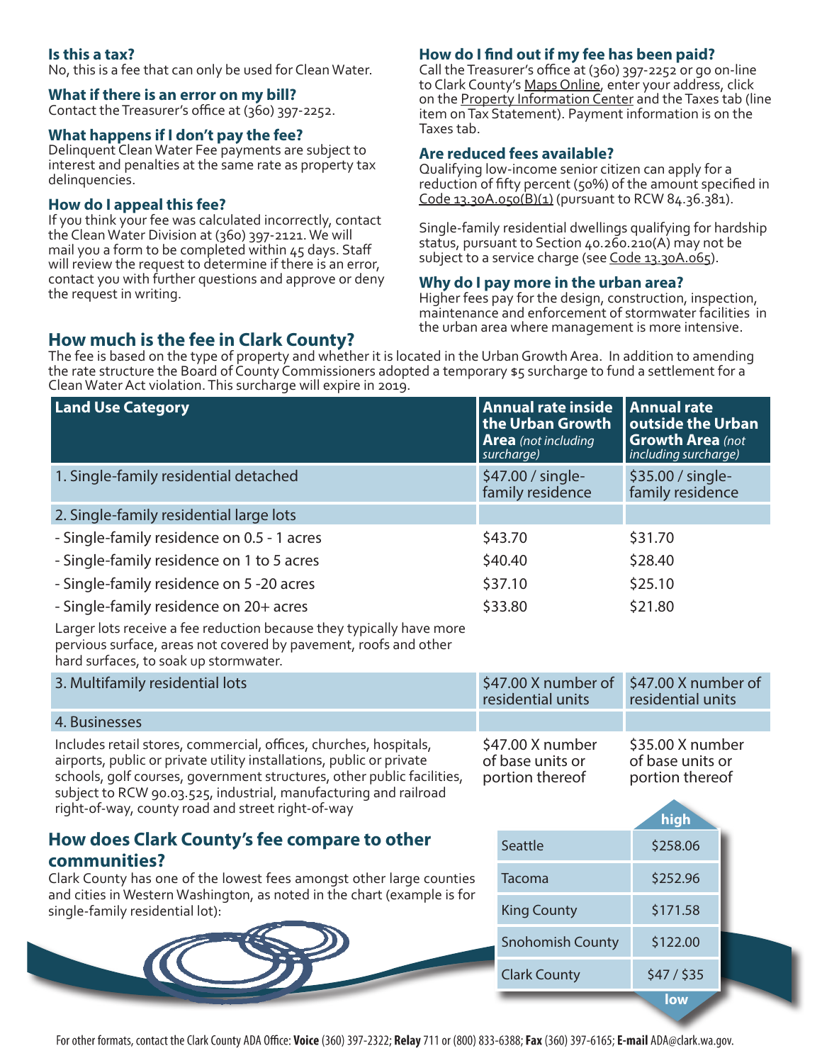### Is this a tax?

No, this is a fee that can only be used for Clean Water.

### What if there is an error on my bill?

Contact the Treasurer's office at (360) 397-2252.

### What happens if I don't pay the fee?

Delinquent Clean Water Fee payments are subject to interest and penalties at the same rate as property tax delinquencies.

### How do I appeal this fee?

If you think your fee was calculated incorrectly, contact the Clean Water Division at (360) 397-2121. We will mail you a form to be completed within 45 days. Staff will review the request to determine if there is an error, contact you with further questions and approve or deny the request in writing.

### How do I find out if my fee has been paid?

Call the Treasurer's office at (360) 397-2252 or go on-line to Clark County's Maps Online, enter your address, click on the Property Information Center and the Taxes tab (line item on Tax Statement). Payment information is on the Taxes tab.

### Are reduced fees available?

Qualifying low-income senior citizen can apply for a reduction of fifty percent (50%) of the amount specified in Code 13.30A.050(B)(1) (pursuant to RCW 84.36.381).

Single-family residential dwellings qualifying for hardship status, pursuant to Section 40.260.210(A) may not be subject to a service charge (see Code 13.30A.065).

### Why do I pay more in the urban area?

Higher fees pay for the design, construction, inspection, maintenance and enforcement of stormwater facilities in the urban area where management is more intensive.

## How much is the fee in Clark County?

The fee is based on the type of property and whether it is located in the Urban Growth Area. In addition to amending the rate structure the Board of County Commissioners adopted a temporary $5 surcharge to fund a settlement for a Clean Water Act violation. This surcharge will expire in 2019.

| Land Use Category | Annual rate inside the Urban Growth Area *(not including surcharge)* | Annual rate outside the Urban Growth Area *(not including surcharge)* |
|---|---|---|
| 1. Single-family residential detached | $47.00 / single-family residence | $35.00 / single-family residence |
| 2. Single-family residential large lots | | |
| - Single-family residence on 0.5 - 1 acres | $43.70 | $31.70 |
| - Single-family residence on 1 to 5 acres | $40.40 | $28.40 |
| - Single-family residence on 5 -20 acres | $37.10 | $25.10 |
| - Single-family residence on 20+ acres | $33.80 | $21.80 |
| Larger lots receive a fee reduction because they typically have more pervious surface, areas not covered by pavement, roofs and other hard surfaces, to soak up stormwater. | | |
| 3. Multifamily residential lots | $47.00 X number of residential units | $47.00 X number of residential units |
| 4. Businesses | | |
| Includes retail stores, commercial, offices, churches, hospitals, airports, public or private utility installations, public or private schools, golf courses, government structures, other public facilities, subject to RCW 90.03.525, industrial, manufacturing and railroad right-of-way, county road and street right-of-way | $47.00 X number of base units or portion thereof | $35.00 X number of base units or portion thereof |

## How does Clark County's fee compare to other communities?

Clark County has one of the lowest fees amongst other large counties and cities in Western Washington, as noted in the chart (example is for single-family residential lot):

high

Seattle $258.06

Tacoma $252.96

King County $171.58

Snohomish County $122.00

Clark County $47 / $35

low

For other formats, contact the Clark County ADA Office: **Voice** (360) 397-2322; **Relay** 711 or (800) 833-6388; **Fax** (360) 397-6165; **E-mail** ADA@clark.wa.gov.